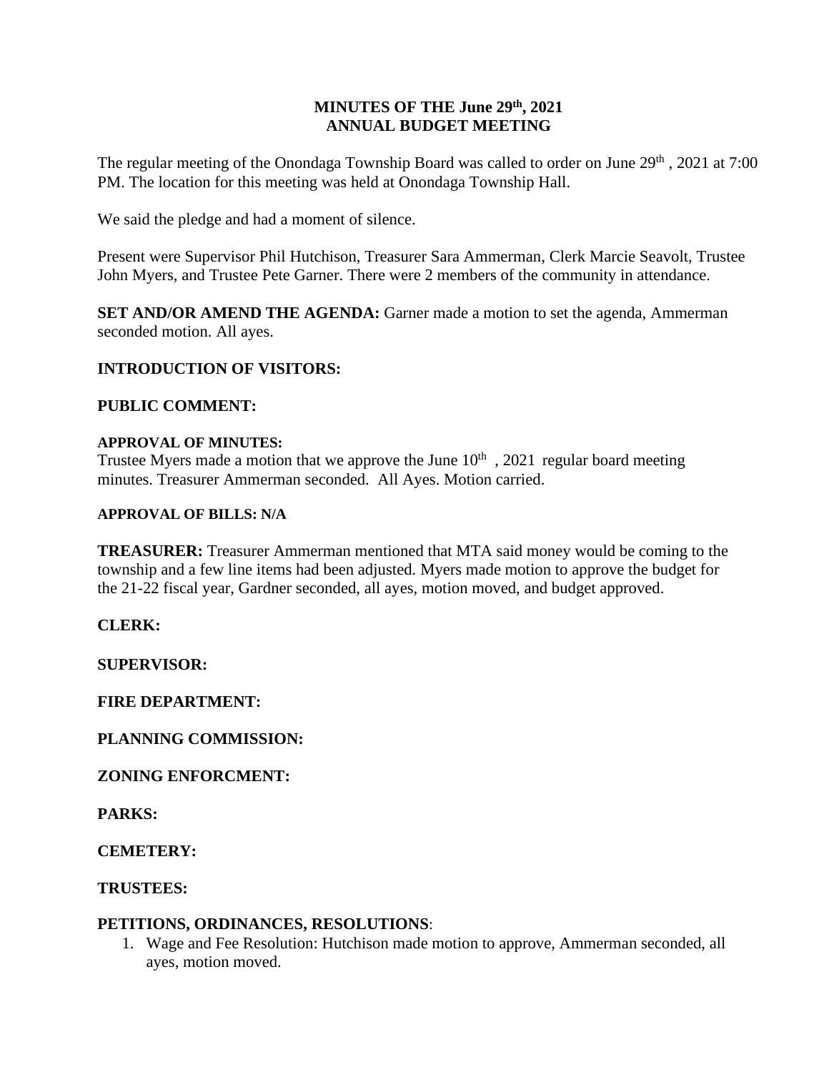# MINUTES OF THE June 29th, 2021
# ANNUAL BUDGET MEETING

The regular meeting of the Onondaga Township Board was called to order on June 29th , 2021 at 7:00 PM. The location for this meeting was held at Onondaga Township Hall.

We said the pledge and had a moment of silence.

Present were Supervisor Phil Hutchison, Treasurer Sara Ammerman, Clerk Marcie Seavolt, Trustee John Myers, and Trustee Pete Garner. There were 2 members of the community in attendance.

**SET AND/OR AMEND THE AGENDA:** Garner made a motion to set the agenda, Ammerman seconded motion. All ayes.

**INTRODUCTION OF VISITORS:**

**PUBLIC COMMENT:**

**APPROVAL OF MINUTES:**
Trustee Myers made a motion that we approve the June 10th , 2021 regular board meeting minutes. Treasurer Ammerman seconded. All Ayes. Motion carried.

**APPROVAL OF BILLS: N/A**

**TREASURER:** Treasurer Ammerman mentioned that MTA said money would be coming to the township and a few line items had been adjusted. Myers made motion to approve the budget for the 21-22 fiscal year, Gardner seconded, all ayes, motion moved, and budget approved.

**CLERK:**

**SUPERVISOR:**

**FIRE DEPARTMENT:**

**PLANNING COMMISSION:**

**ZONING ENFORCMENT:**

**PARKS:**

**CEMETERY:**

**TRUSTEES:**

**PETITIONS, ORDINANCES, RESOLUTIONS**:

1. Wage and Fee Resolution: Hutchison made motion to approve, Ammerman seconded, all ayes, motion moved.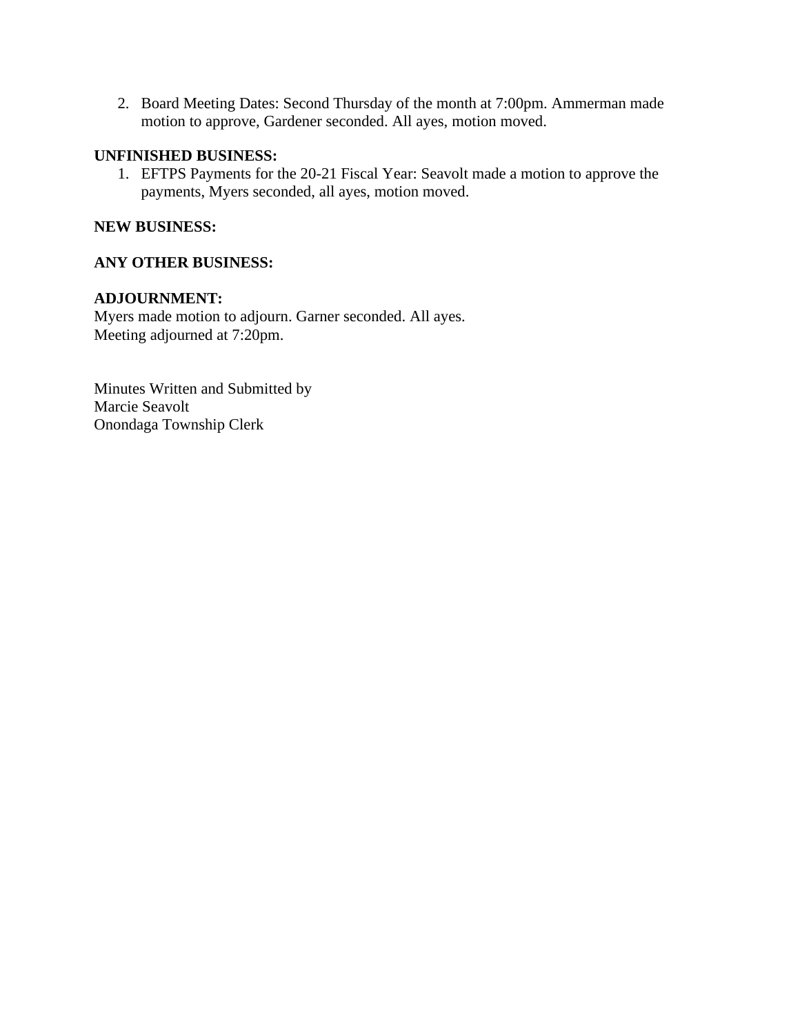2. Board Meeting Dates: Second Thursday of the month at 7:00pm. Ammerman made motion to approve, Gardener seconded. All ayes, motion moved.

**UNFINISHED BUSINESS:**

1. EFTPS Payments for the 20-21 Fiscal Year: Seavolt made a motion to approve the payments, Myers seconded, all ayes, motion moved.

**NEW BUSINESS:**

**ANY OTHER BUSINESS:**

**ADJOURNMENT:**
Myers made motion to adjourn. Garner seconded. All ayes.
Meeting adjourned at 7:20pm.

Minutes Written and Submitted by
Marcie Seavolt
Onondaga Township Clerk